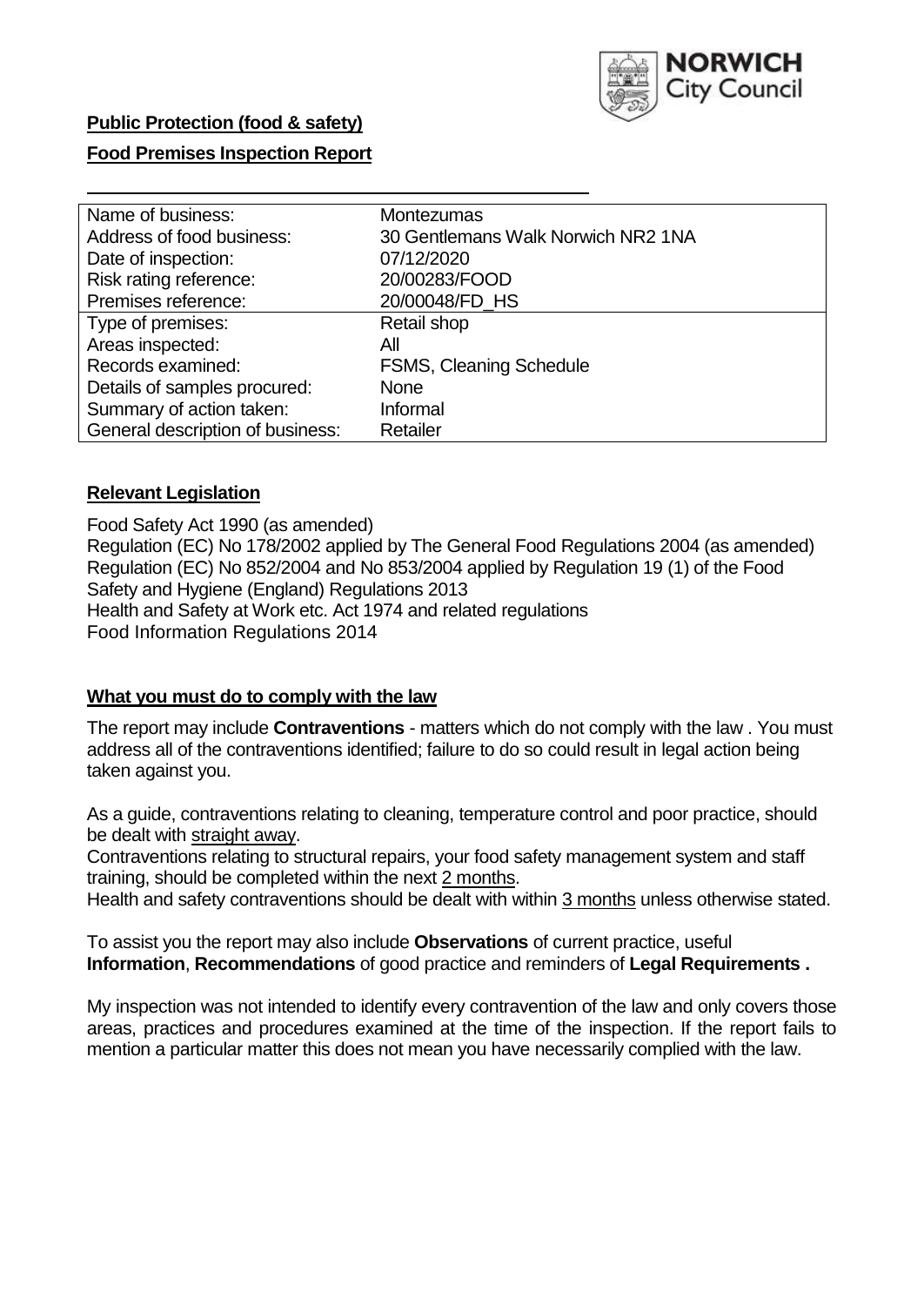**Public Protection (food & safety)**

**Food Premises Inspection Report**

| | |
|---|---|
| Name of business: | Montezumas |
| Address of food business: | 30 Gentlemans Walk Norwich NR2 1NA |
| Date of inspection: | 07/12/2020 |
| Risk rating reference: | 20/00283/FOOD |
| Premises reference: | 20/00048/FD_HS |
| Type of premises: | Retail shop |
| Areas inspected: | All |
| Records examined: | FSMS, Cleaning Schedule |
| Details of samples procured: | None |
| Summary of action taken: | Informal |
| General description of business: | Retailer |

## Relevant Legislation

Food Safety Act 1990 (as amended)
Regulation (EC) No 178/2002 applied by The General Food Regulations 2004 (as amended)
Regulation (EC) No 852/2004 and No 853/2004 applied by Regulation 19 (1) of the Food Safety and Hygiene (England) Regulations 2013
Health and Safety at Work etc. Act 1974 and related regulations
Food Information Regulations 2014

## What you must do to comply with the law

The report may include **Contraventions** - matters which do not comply with the law . You must address all of the contraventions identified; failure to do so could result in legal action being taken against you.

As a guide, contraventions relating to cleaning, temperature control and poor practice, should be dealt with straight away.
Contraventions relating to structural repairs, your food safety management system and staff training, should be completed within the next 2 months.
Health and safety contraventions should be dealt with within 3 months unless otherwise stated.

To assist you the report may also include **Observations** of current practice, useful **Information**, **Recommendations** of good practice and reminders of **Legal Requirements .**

My inspection was not intended to identify every contravention of the law and only covers those areas, practices and procedures examined at the time of the inspection. If the report fails to mention a particular matter this does not mean you have necessarily complied with the law.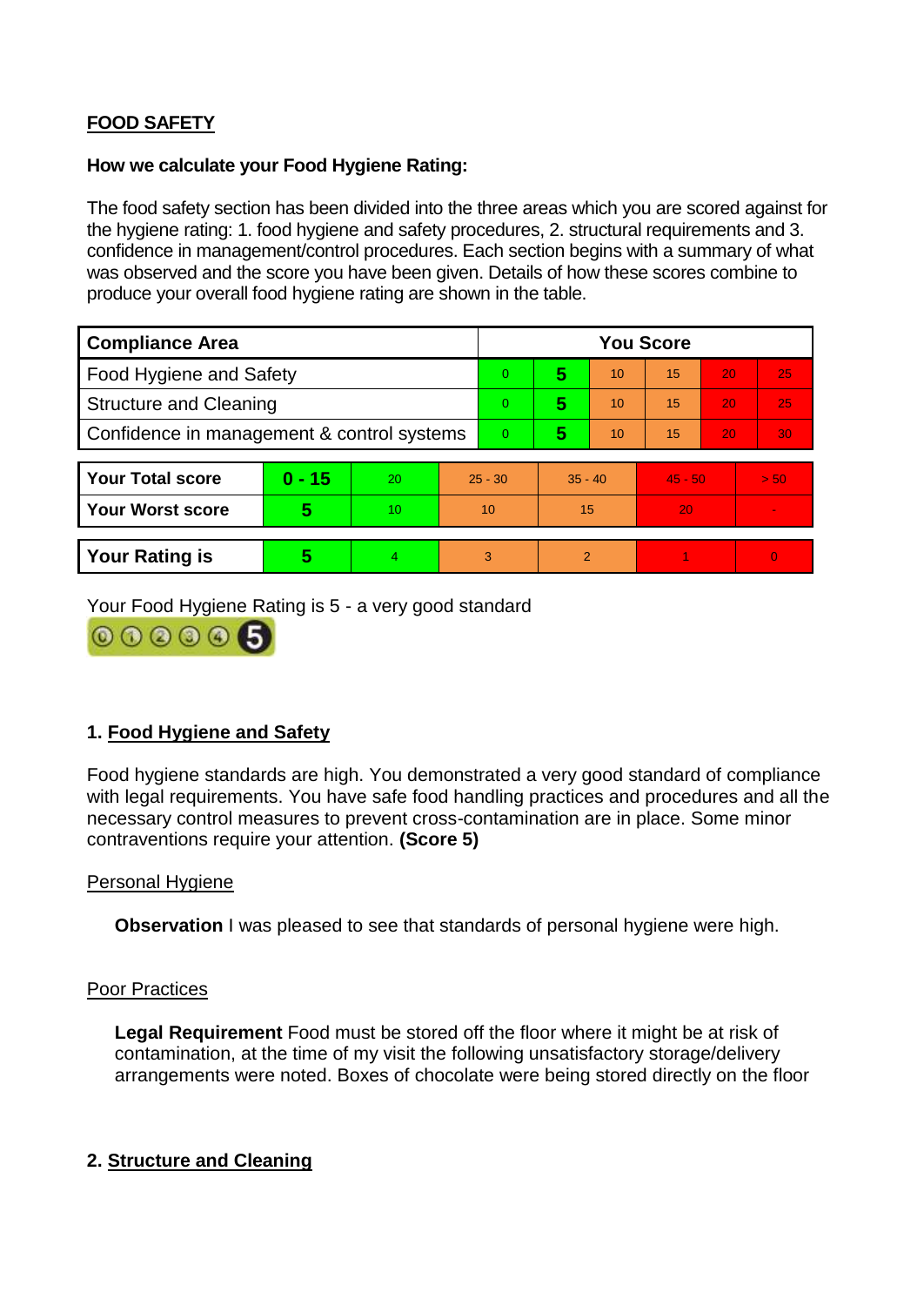## FOOD SAFETY

**How we calculate your Food Hygiene Rating:**

The food safety section has been divided into the three areas which you are scored against for the hygiene rating: 1. food hygiene and safety procedures, 2. structural requirements and 3. confidence in management/control procedures. Each section begins with a summary of what was observed and the score you have been given. Details of how these scores combine to produce your overall food hygiene rating are shown in the table.

| Compliance Area | You Score | | | | | |
|---|---|---|---|---|---|---|
| Food Hygiene and Safety | 0 | **5** | 10 | 15 | 20 | 25 |
| Structure and Cleaning | 0 | **5** | 10 | 15 | 20 | 25 |
| Confidence in management & control systems | 0 | **5** | 10 | 15 | 20 | 30 |

| | | | | | | |
|---|---|---|---|---|---|---|
| **Your Total score** | **0 - 15** | 20 | 25 - 30 | 35 - 40 | 45 - 50 | > 50 |
| **Your Worst score** | **5** | 10 | 10 | 15 | 20 | - |
| **Your Rating is** | **5** | 4 | 3 | 2 | 1 | 0 |

Your Food Hygiene Rating is 5 - a very good standard

### 1. Food Hygiene and Safety

Food hygiene standards are high. You demonstrated a very good standard of compliance with legal requirements. You have safe food handling practices and procedures and all the necessary control measures to prevent cross-contamination are in place. Some minor contraventions require your attention. **(Score 5)**

Personal Hygiene

**Observation** I was pleased to see that standards of personal hygiene were high.

Poor Practices

**Legal Requirement** Food must be stored off the floor where it might be at risk of contamination, at the time of my visit the following unsatisfactory storage/delivery arrangements were noted. Boxes of chocolate were being stored directly on the floor

### 2. Structure and Cleaning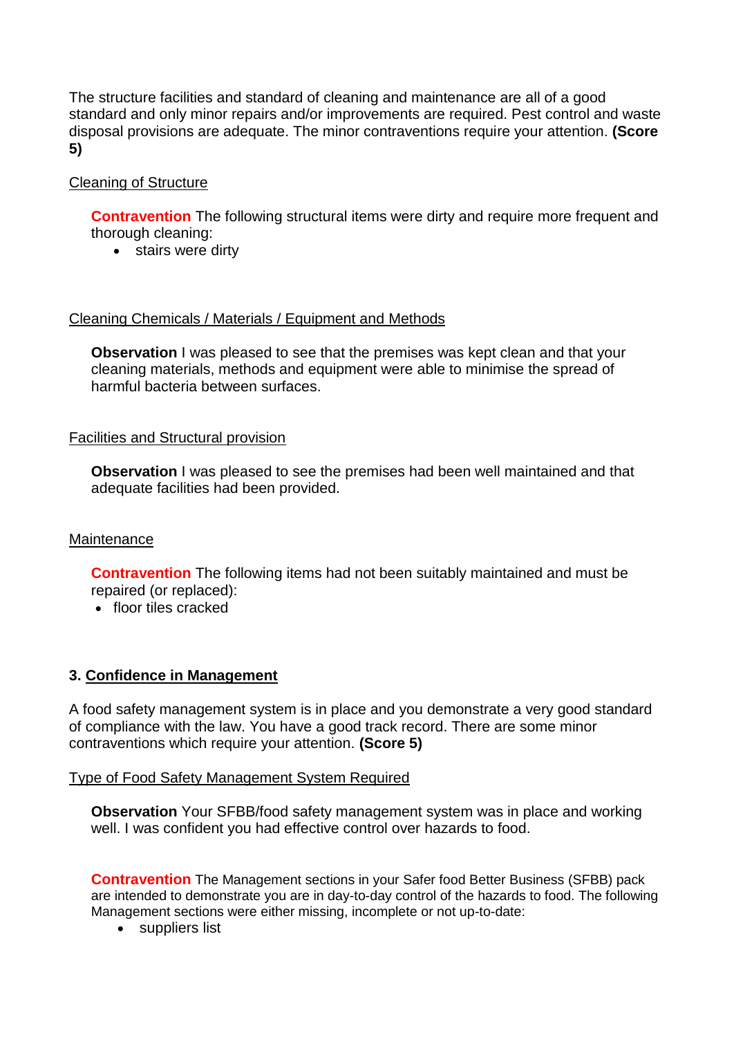The structure facilities and standard of cleaning and maintenance are all of a good standard and only minor repairs and/or improvements are required. Pest control and waste disposal provisions are adequate. The minor contraventions require your attention. **(Score 5)**

Cleaning of Structure

**Contravention** The following structural items were dirty and require more frequent and thorough cleaning:

- stairs were dirty

Cleaning Chemicals / Materials / Equipment and Methods

**Observation** I was pleased to see that the premises was kept clean and that your cleaning materials, methods and equipment were able to minimise the spread of harmful bacteria between surfaces.

Facilities and Structural provision

**Observation** I was pleased to see the premises had been well maintained and that adequate facilities had been provided.

Maintenance

**Contravention** The following items had not been suitably maintained and must be repaired (or replaced):

- floor tiles cracked

## 3. Confidence in Management

A food safety management system is in place and you demonstrate a very good standard of compliance with the law. You have a good track record. There are some minor contraventions which require your attention. **(Score 5)**

Type of Food Safety Management System Required

**Observation** Your SFBB/food safety management system was in place and working well. I was confident you had effective control over hazards to food.

**Contravention** The Management sections in your Safer food Better Business (SFBB) pack are intended to demonstrate you are in day-to-day control of the hazards to food. The following Management sections were either missing, incomplete or not up-to-date:

- suppliers list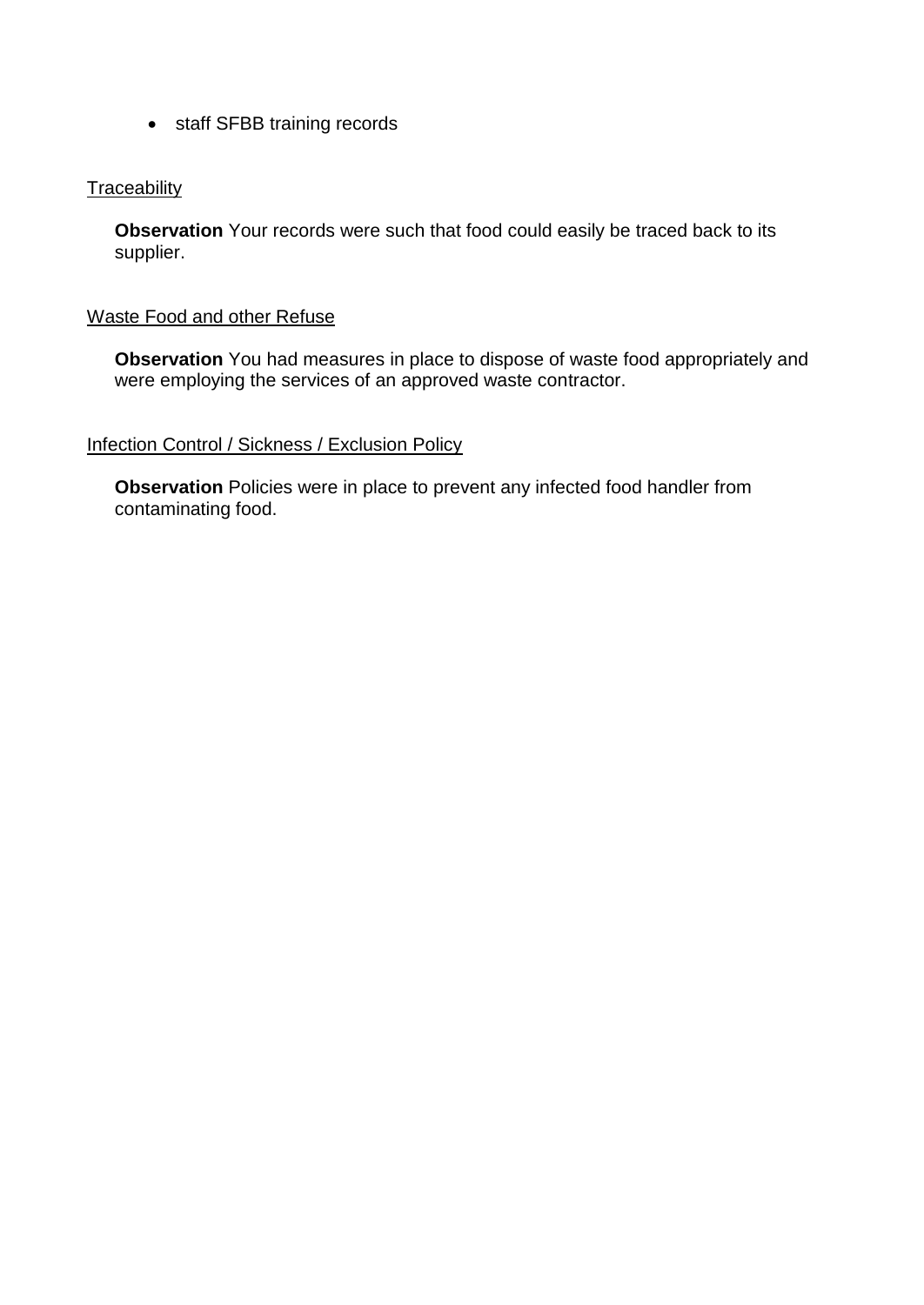- staff SFBB training records

Traceability

**Observation** Your records were such that food could easily be traced back to its supplier.

Waste Food and other Refuse

**Observation** You had measures in place to dispose of waste food appropriately and were employing the services of an approved waste contractor.

Infection Control / Sickness / Exclusion Policy

**Observation** Policies were in place to prevent any infected food handler from contaminating food.